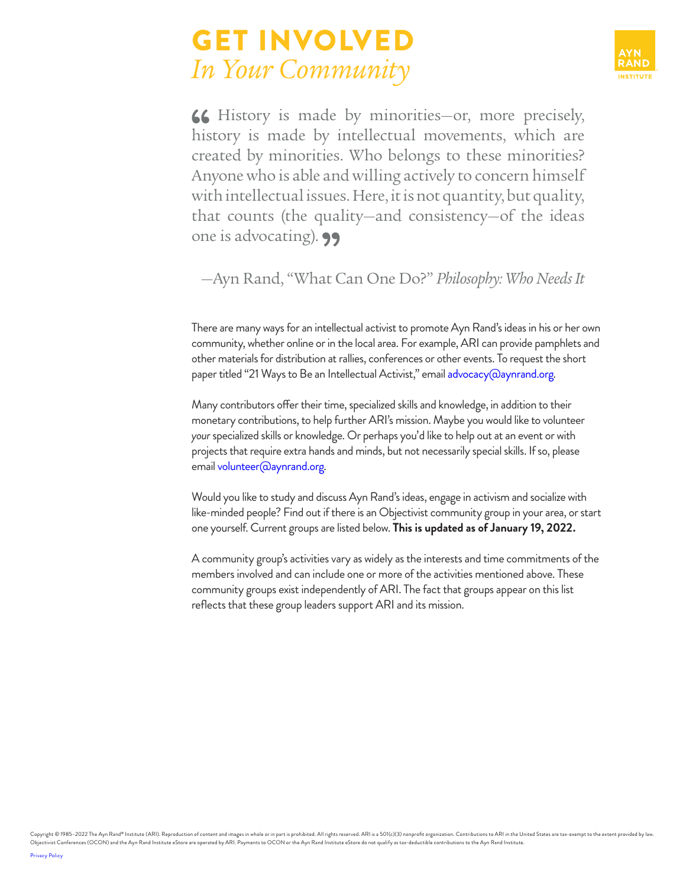# GET INVOLVED
## *In Your Community*

> History is made by minorities—or, more precisely, history is made by intellectual movements, which are created by minorities. Who belongs to these minorities? Anyone who is able and willing actively to concern himself with intellectual issues. Here, it is not quantity, but quality, that counts (the quality—and consistency—of the ideas one is advocating).
>
> —Ayn Rand, "What Can One Do?" *Philosophy: Who Needs It*

There are many ways for an intellectual activist to promote Ayn Rand's ideas in his or her own community, whether online or in the local area. For example, ARI can provide pamphlets and other materials for distribution at rallies, conferences or other events. To request the short paper titled "21 Ways to Be an Intellectual Activist," email advocacy@aynrand.org.

Many contributors offer their time, specialized skills and knowledge, in addition to their monetary contributions, to help further ARI's mission. Maybe you would like to volunteer *your* specialized skills or knowledge. Or perhaps you'd like to help out at an event or with projects that require extra hands and minds, but not necessarily special skills. If so, please email volunteer@aynrand.org.

Would you like to study and discuss Ayn Rand's ideas, engage in activism and socialize with like-minded people? Find out if there is an Objectivist community group in your area, or start one yourself. Current groups are listed below. **This is updated as of January 19, 2022.**

A community group's activities vary as widely as the interests and time commitments of the members involved and can include one or more of the activities mentioned above. These community groups exist independently of ARI. The fact that groups appear on this list reflects that these group leaders support ARI and its mission.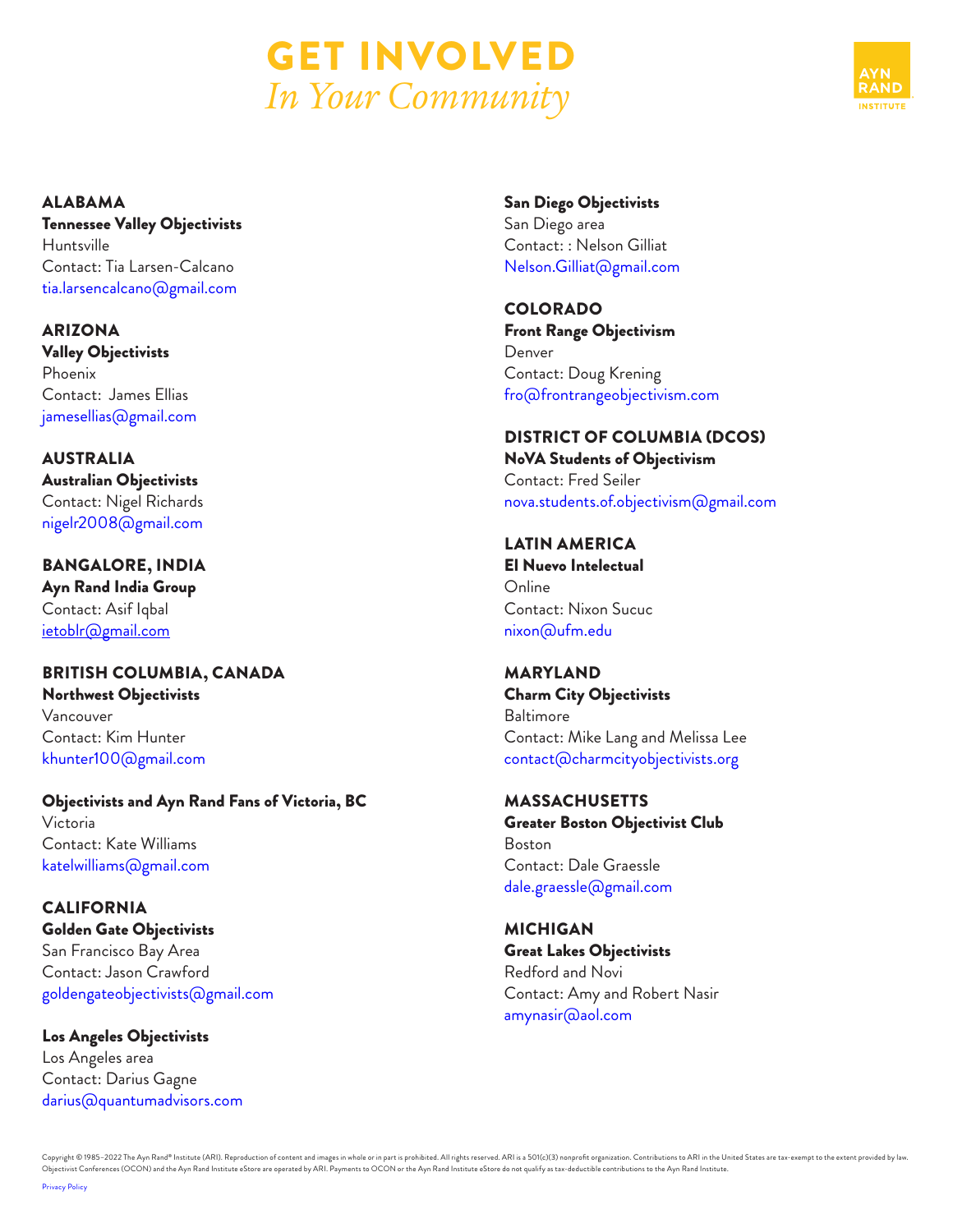# GET INVOLVED
*In Your Community*

AYN RAND INSTITUTE

### ALABAMA

**Tennessee Valley Objectivists**
Huntsville
Contact: Tia Larsen-Calcano
tia.larsencalcano@gmail.com

### ARIZONA

**Valley Objectivists**
Phoenix
Contact: James Ellias
jamesellias@gmail.com

### AUSTRALIA

**Australian Objectivists**
Contact: Nigel Richards
nigelr2008@gmail.com

### BANGALORE, INDIA

**Ayn Rand India Group**
Contact: Asif Iqbal
ietoblr@gmail.com

### BRITISH COLUMBIA, CANADA

**Northwest Objectivists**
Vancouver
Contact: Kim Hunter
khunter100@gmail.com

**Objectivists and Ayn Rand Fans of Victoria, BC**
Victoria
Contact: Kate Williams
katelwilliams@gmail.com

### CALIFORNIA

**Golden Gate Objectivists**
San Francisco Bay Area
Contact: Jason Crawford
goldengateobjectivists@gmail.com

**Los Angeles Objectivists**
Los Angeles area
Contact: Darius Gagne
darius@quantumadvisors.com

**San Diego Objectivists**
San Diego area
Contact: : Nelson Gilliat
Nelson.Gilliat@gmail.com

### COLORADO

**Front Range Objectivism**
Denver
Contact: Doug Krening
fro@frontrangeobjectivism.com

### DISTRICT OF COLUMBIA (DCOS)

**NoVA Students of Objectivism**
Contact: Fred Seiler
nova.students.of.objectivism@gmail.com

### LATIN AMERICA

**El Nuevo Intelectual**
Online
Contact: Nixon Sucuc
nixon@ufm.edu

### MARYLAND

**Charm City Objectivists**
Baltimore
Contact: Mike Lang and Melissa Lee
contact@charmcityobjectivists.org

### MASSACHUSETTS

**Greater Boston Objectivist Club**
Boston
Contact: Dale Graessle
dale.graessle@gmail.com

### MICHIGAN

**Great Lakes Objectivists**
Redford and Novi
Contact: Amy and Robert Nasir
amynasir@aol.com

Copyright © 1985–2022 The Ayn Rand® Institute (ARI). Reproduction of content and images in whole or in part is prohibited. All rights reserved. ARI is a 501(c)(3) nonprofit organization. Contributions to ARI in the United States are tax-exempt to the extent provided by law. Objectivist Conferences (OCON) and the Ayn Rand Institute eStore are operated by ARI. Payments to OCON or the Ayn Rand Institute eStore do not qualify as tax-deductible contributions to the Ayn Rand Institute.

Privacy Policy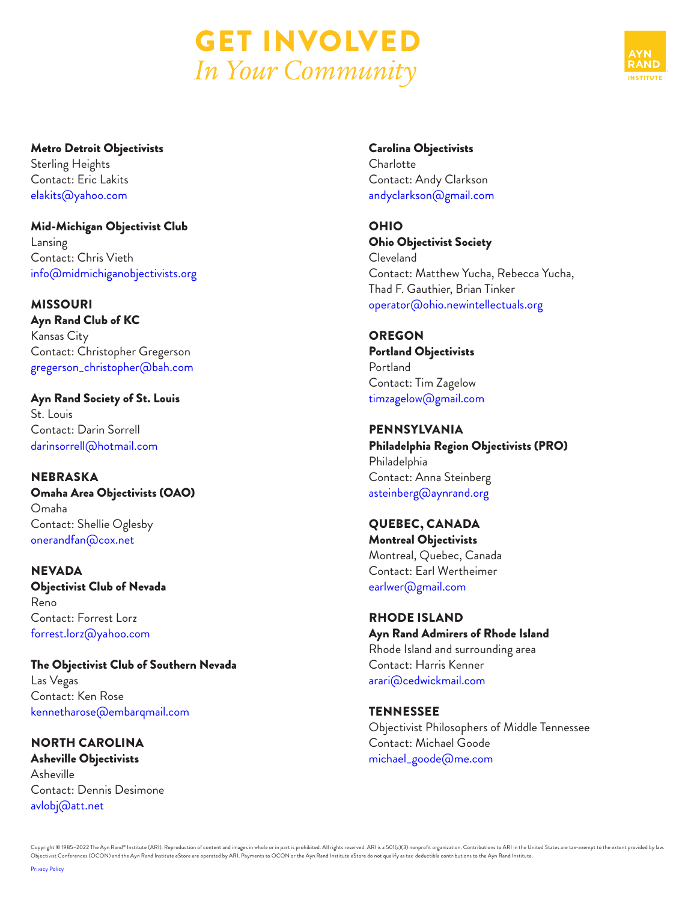# GET INVOLVED
*In Your Community*

**Metro Detroit Objectivists**
Sterling Heights
Contact: Eric Lakits
elakits@yahoo.com

**Mid-Michigan Objectivist Club**
Lansing
Contact: Chris Vieth
info@midmichiganobjectivists.org

### MISSOURI

**Ayn Rand Club of KC**
Kansas City
Contact: Christopher Gregerson
gregerson_christopher@bah.com

**Ayn Rand Society of St. Louis**
St. Louis
Contact: Darin Sorrell
darinsorrell@hotmail.com

### NEBRASKA

**Omaha Area Objectivists (OAO)**
Omaha
Contact: Shellie Oglesby
onerandfan@cox.net

### NEVADA

**Objectivist Club of Nevada**
Reno
Contact: Forrest Lorz
forrest.lorz@yahoo.com

**The Objectivist Club of Southern Nevada**
Las Vegas
Contact: Ken Rose
kennetharose@embarqmail.com

### NORTH CAROLINA

**Asheville Objectivists**
Asheville
Contact: Dennis Desimone
avlobj@att.net

**Carolina Objectivists**
Charlotte
Contact: Andy Clarkson
andyclarkson@gmail.com

### OHIO

**Ohio Objectivist Society**
Cleveland
Contact: Matthew Yucha, Rebecca Yucha, Thad F. Gauthier, Brian Tinker
operator@ohio.newintellectuals.org

### OREGON

**Portland Objectivists**
Portland
Contact: Tim Zagelow
timzagelow@gmail.com

### PENNSYLVANIA

**Philadelphia Region Objectivists (PRO)**
Philadelphia
Contact: Anna Steinberg
asteinberg@aynrand.org

### QUEBEC, CANADA

**Montreal Objectivists**
Montreal, Quebec, Canada
Contact: Earl Wertheimer
earlwer@gmail.com

### RHODE ISLAND

**Ayn Rand Admirers of Rhode Island**
Rhode Island and surrounding area
Contact: Harris Kenner
arari@cedwickmail.com

### TENNESSEE

Objectivist Philosophers of Middle Tennessee
Contact: Michael Goode
michael_goode@me.com

Copyright © 1985–2022 The Ayn Rand® Institute (ARI). Reproduction of content and images in whole or in part is prohibited. All rights reserved. ARI is a 501(c)(3) nonprofit organization. Contributions to ARI in the United States are tax-exempt to the extent provided by law. Objectivist Conferences (OCON) and the Ayn Rand Institute eStore are operated by ARI. Payments to OCON or the Ayn Rand Institute eStore do not qualify as tax-deductible contributions to the Ayn Rand Institute.

Privacy Policy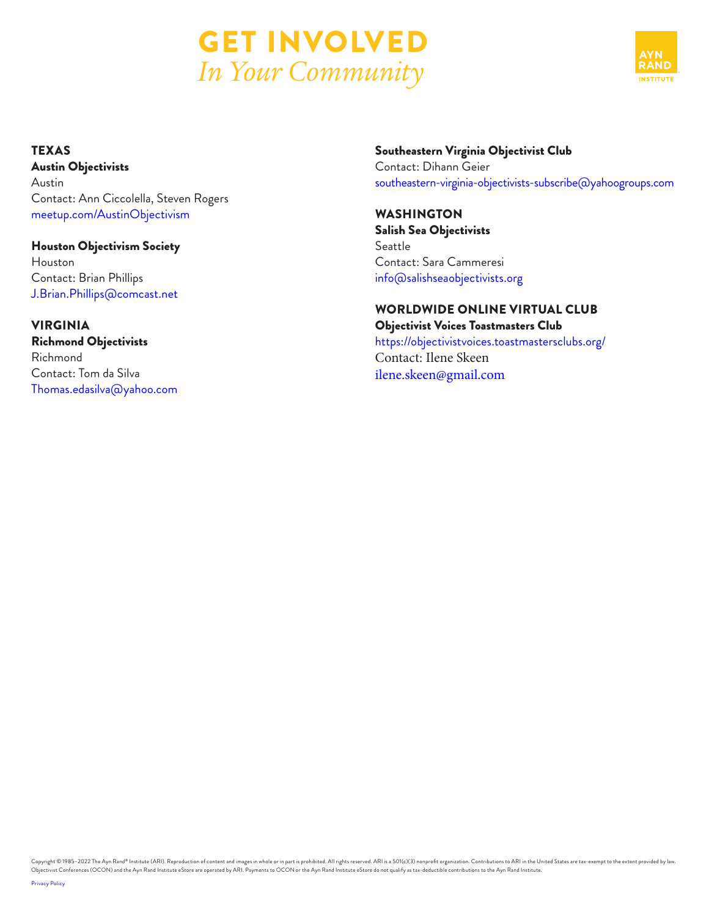# GET INVOLVED
*In Your Community*

## TEXAS

**Austin Objectivists**
Austin
Contact: Ann Ciccolella, Steven Rogers
meetup.com/AustinObjectivism

**Houston Objectivism Society**
Houston
Contact: Brian Phillips
J.Brian.Phillips@comcast.net

## VIRGINIA

**Richmond Objectivists**
Richmond
Contact: Tom da Silva
Thomas.edasilva@yahoo.com

**Southeastern Virginia Objectivist Club**
Contact: Dihann Geier
southeastern-virginia-objectivists-subscribe@yahoogroups.com

## WASHINGTON

**Salish Sea Objectivists**
Seattle
Contact: Sara Cammeresi
info@salishseaobjectivists.org

## WORLDWIDE ONLINE VIRTUAL CLUB

**Objectivist Voices Toastmasters Club**
https://objectivistvoices.toastmastersclubs.org/
Contact: Ilene Skeen
ilene.skeen@gmail.com

Copyright © 1985–2022 The Ayn Rand® Institute (ARI). Reproduction of content and images in whole or in part is prohibited. All rights reserved. ARI is a 501(c)(3) nonprofit organization. Contributions to ARI in the United States are tax-exempt to the extent provided by law. Objectivist Conferences (OCON) and the Ayn Rand Institute eStore are operated by ARI. Payments to OCON or the Ayn Rand Institute eStore do not qualify as tax-deductible contributions to the Ayn Rand Institute.

Privacy Policy